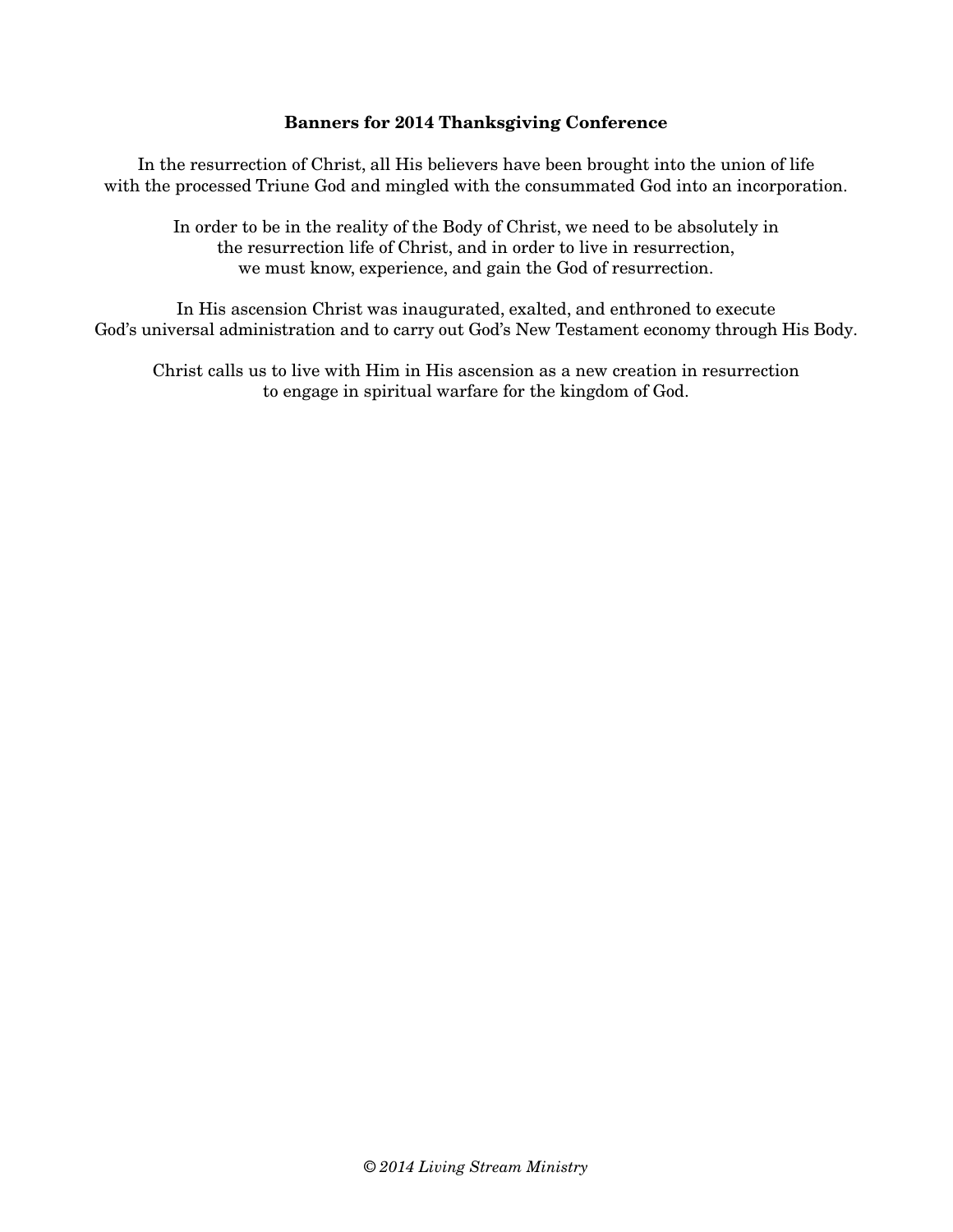**Banners for 2014 Thanksgiving Conference**

In the resurrection of Christ, all His believers have been brought into the union of life with the processed Triune God and mingled with the consummated God into an incorporation.

In order to be in the reality of the Body of Christ, we need to be absolutely in the resurrection life of Christ, and in order to live in resurrection, we must know, experience, and gain the God of resurrection.

In His ascension Christ was inaugurated, exalted, and enthroned to execute God's universal administration and to carry out God's New Testament economy through His Body.

Christ calls us to live with Him in His ascension as a new creation in resurrection to engage in spiritual warfare for the kingdom of God.

*© 2014 Living Stream Ministry*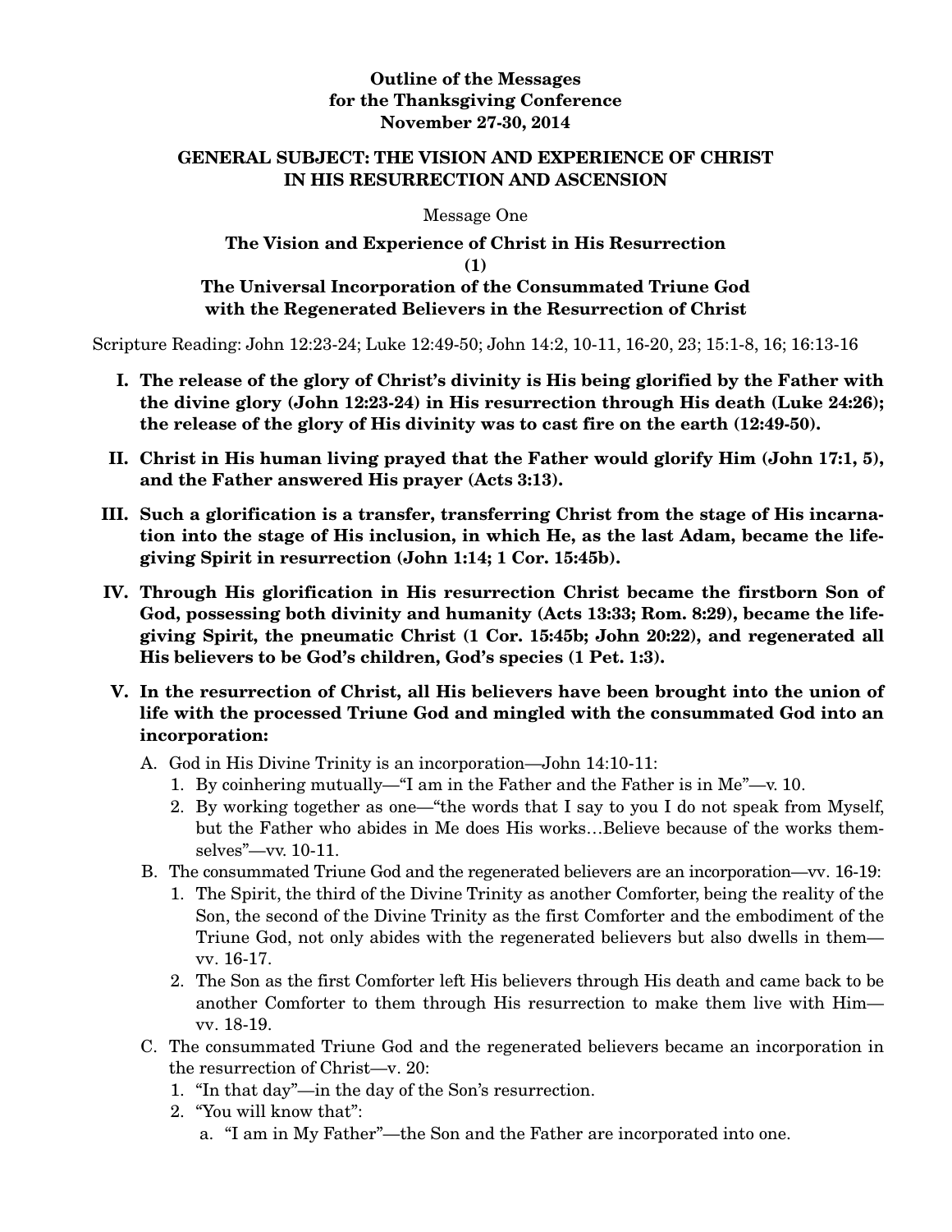**Outline of the Messages for the Thanksgiving Conference November 27-30, 2014**

**GENERAL SUBJECT: THE VISION AND EXPERIENCE OF CHRIST IN HIS RESURRECTION AND ASCENSION**

Message One

**The Vision and Experience of Christ in His Resurrection (1) The Universal Incorporation of the Consummated Triune God with the Regenerated Believers in the Resurrection of Christ**

Scripture Reading: John 12:23-24; Luke 12:49-50; John 14:2, 10-11, 16-20, 23; 15:1-8, 16; 16:13-16

**I. The release of the glory of Christ's divinity is His being glorified by the Father with the divine glory (John 12:23-24) in His resurrection through His death (Luke 24:26); the release of the glory of His divinity was to cast fire on the earth (12:49-50).**

**II. Christ in His human living prayed that the Father would glorify Him (John 17:1, 5), and the Father answered His prayer (Acts 3:13).**

**III. Such a glorification is a transfer, transferring Christ from the stage of His incarnation into the stage of His inclusion, in which He, as the last Adam, became the life-giving Spirit in resurrection (John 1:14; 1 Cor. 15:45b).**

**IV. Through His glorification in His resurrection Christ became the firstborn Son of God, possessing both divinity and humanity (Acts 13:33; Rom. 8:29), became the life-giving Spirit, the pneumatic Christ (1 Cor. 15:45b; John 20:22), and regenerated all His believers to be God's children, God's species (1 Pet. 1:3).**

**V. In the resurrection of Christ, all His believers have been brought into the union of life with the processed Triune God and mingled with the consummated God into an incorporation:**

A. God in His Divine Trinity is an incorporation—John 14:10-11:
   1. By coinhering mutually—"I am in the Father and the Father is in Me"—v. 10.
   2. By working together as one—"the words that I say to you I do not speak from Myself, but the Father who abides in Me does His works…Believe because of the works themselves"—vv. 10-11.

B. The consummated Triune God and the regenerated believers are an incorporation—vv. 16-19:
   1. The Spirit, the third of the Divine Trinity as another Comforter, being the reality of the Son, the second of the Divine Trinity as the first Comforter and the embodiment of the Triune God, not only abides with the regenerated believers but also dwells in them—vv. 16-17.
   2. The Son as the first Comforter left His believers through His death and came back to be another Comforter to them through His resurrection to make them live with Him—vv. 18-19.

C. The consummated Triune God and the regenerated believers became an incorporation in the resurrection of Christ—v. 20:
   1. "In that day"—in the day of the Son's resurrection.
   2. "You will know that":
      a. "I am in My Father"—the Son and the Father are incorporated into one.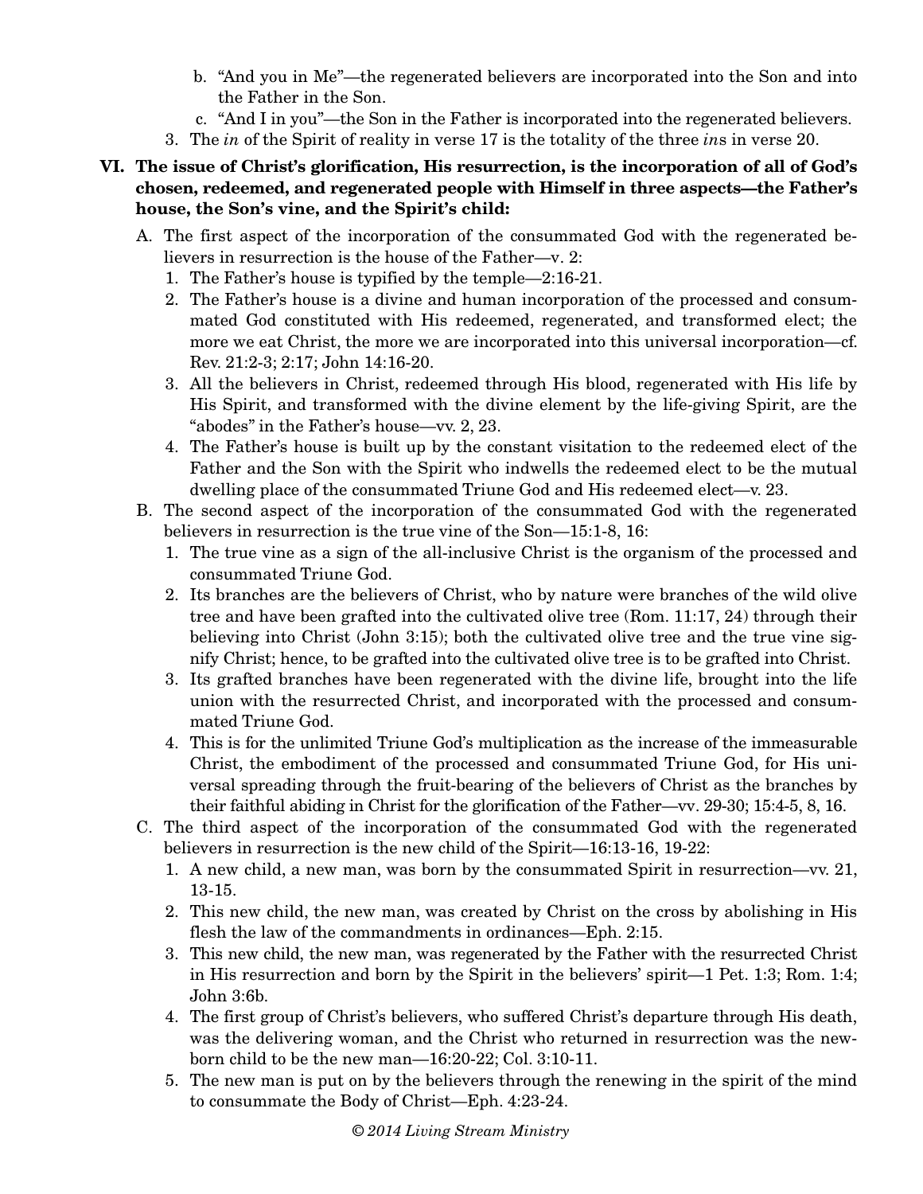b. "And you in Me"—the regenerated believers are incorporated into the Son and into the Father in the Son.
   c. "And I in you"—the Son in the Father is incorporated into the regenerated believers.
3. The *in* of the Spirit of reality in verse 17 is the totality of the three *in*s in verse 20.

**VI. The issue of Christ's glorification, His resurrection, is the incorporation of all of God's chosen, redeemed, and regenerated people with Himself in three aspects—the Father's house, the Son's vine, and the Spirit's child:**

A. The first aspect of the incorporation of the consummated God with the regenerated believers in resurrection is the house of the Father—v. 2:
   1. The Father's house is typified by the temple—2:16-21.
   2. The Father's house is a divine and human incorporation of the processed and consummated God constituted with His redeemed, regenerated, and transformed elect; the more we eat Christ, the more we are incorporated into this universal incorporation—cf. Rev. 21:2-3; 2:17; John 14:16-20.
   3. All the believers in Christ, redeemed through His blood, regenerated with His life by His Spirit, and transformed with the divine element by the life-giving Spirit, are the "abodes" in the Father's house—vv. 2, 23.
   4. The Father's house is built up by the constant visitation to the redeemed elect of the Father and the Son with the Spirit who indwells the redeemed elect to be the mutual dwelling place of the consummated Triune God and His redeemed elect—v. 23.

B. The second aspect of the incorporation of the consummated God with the regenerated believers in resurrection is the true vine of the Son—15:1-8, 16:
   1. The true vine as a sign of the all-inclusive Christ is the organism of the processed and consummated Triune God.
   2. Its branches are the believers of Christ, who by nature were branches of the wild olive tree and have been grafted into the cultivated olive tree (Rom. 11:17, 24) through their believing into Christ (John 3:15); both the cultivated olive tree and the true vine signify Christ; hence, to be grafted into the cultivated olive tree is to be grafted into Christ.
   3. Its grafted branches have been regenerated with the divine life, brought into the life union with the resurrected Christ, and incorporated with the processed and consummated Triune God.
   4. This is for the unlimited Triune God's multiplication as the increase of the immeasurable Christ, the embodiment of the processed and consummated Triune God, for His universal spreading through the fruit-bearing of the believers of Christ as the branches by their faithful abiding in Christ for the glorification of the Father—vv. 29-30; 15:4-5, 8, 16.

C. The third aspect of the incorporation of the consummated God with the regenerated believers in resurrection is the new child of the Spirit—16:13-16, 19-22:
   1. A new child, a new man, was born by the consummated Spirit in resurrection—vv. 21, 13-15.
   2. This new child, the new man, was created by Christ on the cross by abolishing in His flesh the law of the commandments in ordinances—Eph. 2:15.
   3. This new child, the new man, was regenerated by the Father with the resurrected Christ in His resurrection and born by the Spirit in the believers' spirit—1 Pet. 1:3; Rom. 1:4; John 3:6b.
   4. The first group of Christ's believers, who suffered Christ's departure through His death, was the delivering woman, and the Christ who returned in resurrection was the newborn child to be the new man—16:20-22; Col. 3:10-11.
   5. The new man is put on by the believers through the renewing in the spirit of the mind to consummate the Body of Christ—Eph. 4:23-24.

*© 2014 Living Stream Ministry*